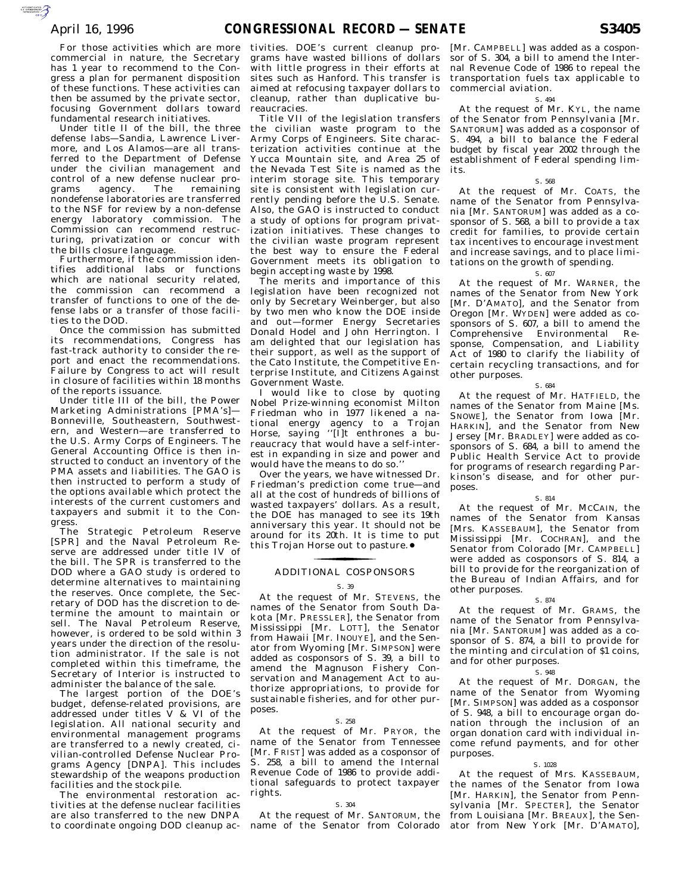For those activities which are more commercial in nature, the Secretary has 1 year to recommend to the Congress a plan for permanent disposition of these functions. These activities can then be assumed by the private sector, focusing Government dollars toward fundamental research initiatives.

Under title II of the bill, the three defense labs—Sandia, Lawrence Livermore, and Los Alamos—are all transferred to the Department of Defense under the civilian management and control of a new defense nuclear programs agency. The remaining nondefense laboratories are transferred to the NSF for review by a non-defense energy laboratory commission. The Commission can recommend restructuring, privatization or concur with the bills closure language.

Furthermore, if the commission identifies additional labs or functions which are national security related, the commission can recommend a transfer of functions to one of the defense labs or a transfer of those facilities to the DOD.

Once the commission has submitted its recommendations, Congress has fast-track authority to consider the report and enact the recommendations. Failure by Congress to act will result in closure of facilities within 18 months of the reports issuance.

Under title III of the bill, the Power Marketing Administrations [PMA's]—Bonneville, Southeastern, Southwestern, and Western—are transferred to the U.S. Army Corps of Engineers. The General Accounting Office is then instructed to conduct an inventory of the PMA assets and liabilities. The GAO is then instructed to perform a study of the options available which protect the interests of the current customers and taxpayers and submit it to the Congress.

The Strategic Petroleum Reserve [SPR] and the Naval Petroleum Reserve are addressed under title IV of the bill. The SPR is transferred to the DOD where a GAO study is ordered to determine alternatives to maintaining the reserves. Once complete, the Secretary of DOD has the discretion to determine the amount to maintain or sell. The Naval Petroleum Reserve, however, is ordered to be sold within 3 years under the direction of the resolution administrator. If the sale is not completed within this timeframe, the Secretary of Interior is instructed to administer the balance of the sale.

The largest portion of the DOE's budget, defense-related provisions, are addressed under titles V & VI of the legislation. All national security and environmental management programs are transferred to a newly created, civilian-controlled Defense Nuclear Programs Agency [DNPA]. This includes stewardship of the weapons production facilities and the stockpile.

The environmental restoration activities at the defense nuclear facilities are also transferred to the new DNPA to coordinate ongoing DOD cleanup activities. DOE's current cleanup programs have wasted billions of dollars with little progress in their efforts at sites such as Hanford. This transfer is aimed at refocusing taxpayer dollars to cleanup, rather than duplicative bureaucracies.

Title VII of the legislation transfers the civilian waste program to the Army Corps of Engineers. Site characterization activities continue at the Yucca Mountain site, and Area 25 of the Nevada Test Site is named as the interim storage site. This temporary site is consistent with legislation currently pending before the U.S. Senate. Also, the GAO is instructed to conduct a study of options for program privatization initiatives. These changes to the civilian waste program represent the best way to ensure the Federal Government meets its obligation to begin accepting waste by 1998.

The merits and importance of this legislation have been recognized not only by Secretary Weinberger, but also by two men who know the DOE inside and out—former Energy Secretaries Donald Hodel and John Herrington. I am delighted that our legislation has their support, as well as the support of the Cato Institute, the Competitive Enterprise Institute, and Citizens Against Government Waste.

I would like to close by quoting Nobel Prize-winning economist Milton Friedman who in 1977 likened a national energy agency to a Trojan Horse, saying ''[I]t enthrones a bureaucracy that would have a self-interest in expanding in size and power and would have the means to do so.''

Over the years, we have witnessed Dr. Friedman's prediction come true—and all at the cost of hundreds of billions of wasted taxpayers' dollars. As a result, the DOE has managed to see its 19th anniversary this year. It should not be around for its 20th. It is time to put this Trojan Horse out to pasture.●

## ADDITIONAL COSPONSORS

S. 39

At the request of Mr. STEVENS, the names of the Senator from South Dakota [Mr. PRESSLER], the Senator from Mississippi [Mr. LOTT], the Senator from Hawaii [Mr. INOUYE], and the Senator from Wyoming [Mr. SIMPSON] were added as cosponsors of S. 39, a bill to amend the Magnuson Fishery Conservation and Management Act to authorize appropriations, to provide for sustainable fisheries, and for other purposes.

S. 258

At the request of Mr. PRYOR, the name of the Senator from Tennessee [Mr. FRIST] was added as a cosponsor of S. 258, a bill to amend the Internal Revenue Code of 1986 to provide additional safeguards to protect taxpayer rights.

S. 304

At the request of Mr. SANTORUM, the name of the Senator from Colorado [Mr. CAMPBELL] was added as a cosponsor of S. 304, a bill to amend the Internal Revenue Code of 1986 to repeal the transportation fuels tax applicable to commercial aviation.

S. 494

At the request of Mr. KYL, the name of the Senator from Pennsylvania [Mr. SANTORUM] was added as a cosponsor of S. 494, a bill to balance the Federal budget by fiscal year 2002 through the establishment of Federal spending limits.

S. 568

At the request of Mr. COATS, the name of the Senator from Pennsylvania [Mr. SANTORUM] was added as a cosponsor of S. 568, a bill to provide a tax credit for families, to provide certain tax incentives to encourage investment and increase savings, and to place limitations on the growth of spending.

S. 607

At the request of Mr. WARNER, the names of the Senator from New York [Mr. D'AMATO], and the Senator from Oregon [Mr. WYDEN] were added as cosponsors of S. 607, a bill to amend the Comprehensive Environmental Response, Compensation, and Liability Act of 1980 to clarify the liability of certain recycling transactions, and for other purposes.

S. 684

At the request of Mr. HATFIELD, the names of the Senator from Maine [Ms. SNOWE], the Senator from Iowa [Mr. HARKIN], and the Senator from New Jersey [Mr. BRADLEY] were added as cosponsors of S. 684, a bill to amend the Public Health Service Act to provide for programs of research regarding Parkinson's disease, and for other purposes.

S. 814

At the request of Mr. MCCAIN, the names of the Senator from Kansas [Mrs. KASSEBAUM], the Senator from Mississippi [Mr. COCHRAN], and the Senator from Colorado [Mr. CAMPBELL] were added as cosponsors of S. 814, a bill to provide for the reorganization of the Bureau of Indian Affairs, and for other purposes.

S. 874

At the request of Mr. GRAMS, the name of the Senator from Pennsylvania [Mr. SANTORUM] was added as a cosponsor of S. 874, a bill to provide for the minting and circulation of $1 coins, and for other purposes.

S. 948

At the request of Mr. DORGAN, the name of the Senator from Wyoming [Mr. SIMPSON] was added as a cosponsor of S. 948, a bill to encourage organ donation through the inclusion of an organ donation card with individual income refund payments, and for other purposes.

S. 1028

At the request of Mrs. KASSEBAUM, the names of the Senator from Iowa [Mr. HARKIN], the Senator from Pennsylvania [Mr. SPECTER], the Senator from Louisiana [Mr. BREAUX], the Senator from New York [Mr. D'AMATO],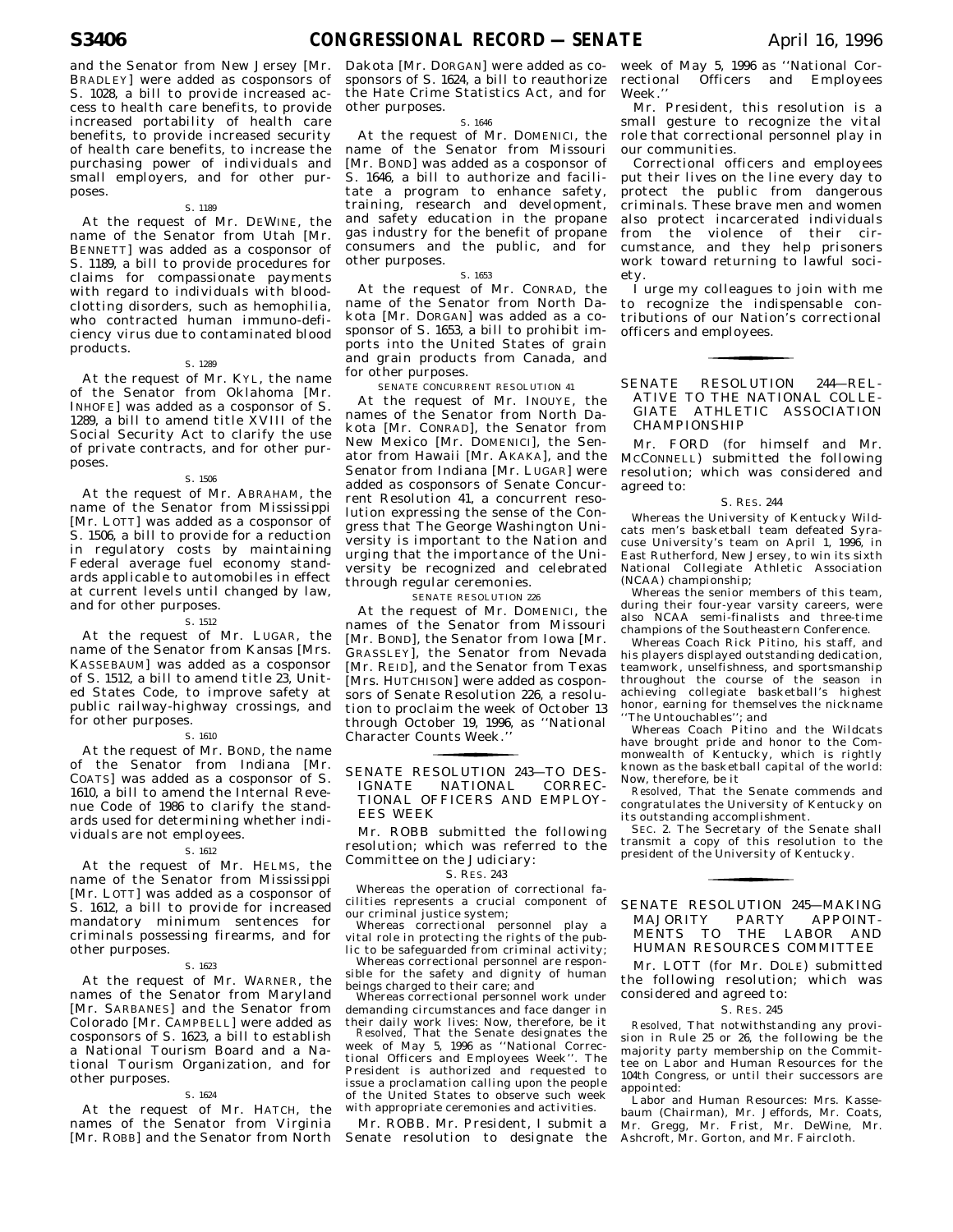and the Senator from New Jersey [Mr. BRADLEY] were added as cosponsors of S. 1028, a bill to provide increased access to health care benefits, to provide increased portability of health care benefits, to provide increased security of health care benefits, to increase the purchasing power of individuals and small employers, and for other purposes.

S. 1189

At the request of Mr. DEWINE, the name of the Senator from Utah [Mr. BENNETT] was added as a cosponsor of S. 1189, a bill to provide procedures for claims for compassionate payments with regard to individuals with blood-clotting disorders, such as hemophilia, who contracted human immuno-deficiency virus due to contaminated blood products.

S. 1289

At the request of Mr. KYL, the name of the Senator from Oklahoma [Mr. INHOFE] was added as a cosponsor of S. 1289, a bill to amend title XVIII of the Social Security Act to clarify the use of private contracts, and for other purposes.

S. 1506

At the request of Mr. ABRAHAM, the name of the Senator from Mississippi [Mr. LOTT] was added as a cosponsor of S. 1506, a bill to provide for a reduction in regulatory costs by maintaining Federal average fuel economy standards applicable to automobiles in effect at current levels until changed by law, and for other purposes.

S. 1512

At the request of Mr. LUGAR, the name of the Senator from Kansas [Mrs. KASSEBAUM] was added as a cosponsor of S. 1512, a bill to amend title 23, United States Code, to improve safety at public railway-highway crossings, and for other purposes.

S. 1610

At the request of Mr. BOND, the name of the Senator from Indiana [Mr. COATS] was added as a cosponsor of S. 1610, a bill to amend the Internal Revenue Code of 1986 to clarify the standards used for determining whether individuals are not employees.

S. 1612

At the request of Mr. HELMS, the name of the Senator from Mississippi [Mr. LOTT] was added as a cosponsor of S. 1612, a bill to provide for increased mandatory minimum sentences for criminals possessing firearms, and for other purposes.

S. 1623

At the request of Mr. WARNER, the names of the Senator from Maryland [Mr. SARBANES] and the Senator from Colorado [Mr. CAMPBELL] were added as cosponsors of S. 1623, a bill to establish a National Tourism Board and a National Tourism Organization, and for other purposes.

S. 1624

At the request of Mr. HATCH, the names of the Senator from Virginia [Mr. ROBB] and the Senator from North Dakota [Mr. DORGAN] were added as cosponsors of S. 1624, a bill to reauthorize the Hate Crime Statistics Act, and for other purposes.

S. 1646

At the request of Mr. DOMENICI, the name of the Senator from Missouri [Mr. BOND] was added as a cosponsor of S. 1646, a bill to authorize and facilitate a program to enhance safety, training, research and development, and safety education in the propane gas industry for the benefit of propane consumers and the public, and for other purposes.

S. 1653

At the request of Mr. CONRAD, the name of the Senator from North Dakota [Mr. DORGAN] was added as a cosponsor of S. 1653, a bill to prohibit imports into the United States of grain and grain products from Canada, and for other purposes.

SENATE CONCURRENT RESOLUTION 41

At the request of Mr. INOUYE, the names of the Senator from North Dakota [Mr. CONRAD], the Senator from New Mexico [Mr. DOMENICI], the Senator from Hawaii [Mr. AKAKA], and the Senator from Indiana [Mr. LUGAR] were added as cosponsors of Senate Concurrent Resolution 41, a concurrent resolution expressing the sense of the Congress that The George Washington University is important to the Nation and urging that the importance of the University be recognized and celebrated through regular ceremonies.

SENATE RESOLUTION 226

At the request of Mr. DOMENICI, the names of the Senator from Missouri [Mr. BOND], the Senator from Iowa [Mr. GRASSLEY], the Senator from Nevada [Mr. REID], and the Senator from Texas [Mrs. HUTCHISON] were added as cosponsors of Senate Resolution 226, a resolution to proclaim the week of October 13 through October 19, 1996, as ''National Character Counts Week.''

## SENATE RESOLUTION 243—TO DESIGNATE NATIONAL CORRECTIONAL OFFICERS AND EMPLOYEES WEEK

Mr. ROBB submitted the following resolution; which was referred to the Committee on the Judiciary:

S. RES. 243

Whereas the operation of correctional facilities represents a crucial component of our criminal justice system;

Whereas correctional personnel play a vital role in protecting the rights of the public to be safeguarded from criminal activity;

Whereas correctional personnel are responsible for the safety and dignity of human beings charged to their care; and

Whereas correctional personnel work under demanding circumstances and face danger in their daily work lives: Now, therefore, be it

*Resolved*, That the Senate designates the week of May 5, 1996 as ''National Correctional Officers and Employees Week''. The President is authorized and requested to issue a proclamation calling upon the people of the United States to observe such week with appropriate ceremonies and activities.

Mr. ROBB. Mr. President, I submit a Senate resolution to designate the week of May 5, 1996 as ''National Correctional Officers and Employees Week.''

Mr. President, this resolution is a small gesture to recognize the vital role that correctional personnel play in our communities.

Correctional officers and employees put their lives on the line every day to protect the public from dangerous criminals. These brave men and women also protect incarcerated individuals from the violence of their circumstance, and they help prisoners work toward returning to lawful society.

I urge my colleagues to join with me to recognize the indispensable contributions of our Nation's correctional officers and employees.

## SENATE RESOLUTION 244—RELATIVE TO THE NATIONAL COLLEGIATE ATHLETIC ASSOCIATION CHAMPIONSHIP

Mr. FORD (for himself and Mr. MCCONNELL) submitted the following resolution; which was considered and agreed to:

S. RES. 244

Whereas the University of Kentucky Wildcats men's basketball team defeated Syracuse University's team on April 1, 1996, in East Rutherford, New Jersey, to win its sixth National Collegiate Athletic Association (NCAA) championship;

Whereas the senior members of this team, during their four-year varsity careers, were also NCAA semi-finalists and three-time champions of the Southeastern Conference.

Whereas Coach Rick Pitino, his staff, and his players displayed outstanding dedication, teamwork, unselfishness, and sportsmanship throughout the course of the season in achieving collegiate basketball's highest honor, earning for themselves the nickname ''The Untouchables''; and

Whereas Coach Pitino and the Wildcats have brought pride and honor to the Commonwealth of Kentucky, which is rightly known as the basketball capital of the world: Now, therefore, be it

*Resolved*, That the Senate commends and congratulates the University of Kentucky on its outstanding accomplishment.

SEC. 2. The Secretary of the Senate shall transmit a copy of this resolution to the president of the University of Kentucky.

## SENATE RESOLUTION 245—MAKING MAJORITY PARTY APPOINTMENTS TO THE LABOR AND HUMAN RESOURCES COMMITTEE

Mr. LOTT (for Mr. DOLE) submitted the following resolution; which was considered and agreed to:

S. RES. 245

*Resolved*, That notwithstanding any provision in Rule 25 or 26, the following be the majority party membership on the Committee on Labor and Human Resources for the 104th Congress, or until their successors are appointed:

Labor and Human Resources: Mrs. Kassebaum (Chairman), Mr. Jeffords, Mr. Coats, Mr. Gregg, Mr. Frist, Mr. DeWine, Mr. Ashcroft, Mr. Gorton, and Mr. Faircloth.